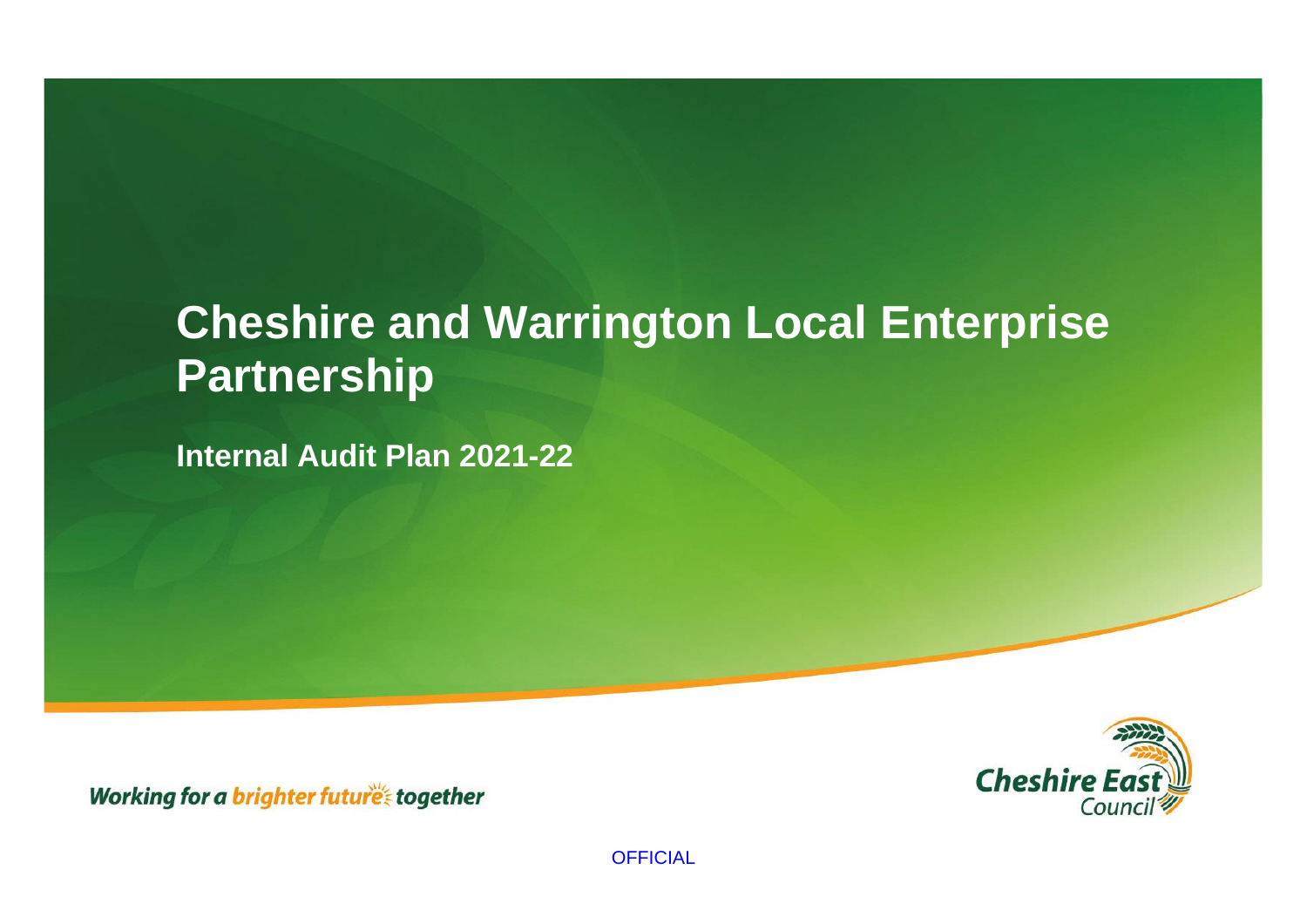# Cheshire and Warrington Local Enterprise Partnership

## Internal Audit Plan 2021-22

*Working for a brighter future together*

Cheshire East Council

OFFICIAL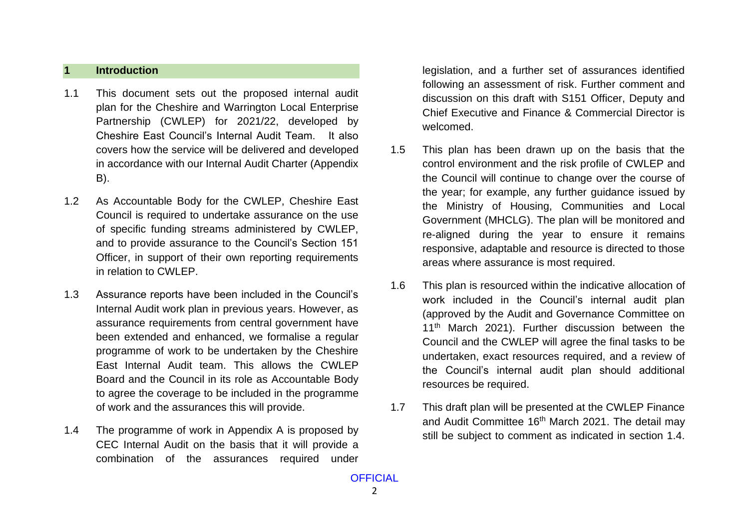## 1 Introduction

1.1 This document sets out the proposed internal audit plan for the Cheshire and Warrington Local Enterprise Partnership (CWLEP) for 2021/22, developed by Cheshire East Council's Internal Audit Team. It also covers how the service will be delivered and developed in accordance with our Internal Audit Charter (Appendix B).

1.2 As Accountable Body for the CWLEP, Cheshire East Council is required to undertake assurance on the use of specific funding streams administered by CWLEP, and to provide assurance to the Council's Section 151 Officer, in support of their own reporting requirements in relation to CWLEP.

1.3 Assurance reports have been included in the Council's Internal Audit work plan in previous years. However, as assurance requirements from central government have been extended and enhanced, we formalise a regular programme of work to be undertaken by the Cheshire East Internal Audit team. This allows the CWLEP Board and the Council in its role as Accountable Body to agree the coverage to be included in the programme of work and the assurances this will provide.

1.4 The programme of work in Appendix A is proposed by CEC Internal Audit on the basis that it will provide a combination of the assurances required under legislation, and a further set of assurances identified following an assessment of risk. Further comment and discussion on this draft with S151 Officer, Deputy and Chief Executive and Finance & Commercial Director is welcomed.

1.5 This plan has been drawn up on the basis that the control environment and the risk profile of CWLEP and the Council will continue to change over the course of the year; for example, any further guidance issued by the Ministry of Housing, Communities and Local Government (MHCLG). The plan will be monitored and re-aligned during the year to ensure it remains responsive, adaptable and resource is directed to those areas where assurance is most required.

1.6 This plan is resourced within the indicative allocation of work included in the Council's internal audit plan (approved by the Audit and Governance Committee on 11th March 2021). Further discussion between the Council and the CWLEP will agree the final tasks to be undertaken, exact resources required, and a review of the Council's internal audit plan should additional resources be required.

1.7 This draft plan will be presented at the CWLEP Finance and Audit Committee 16th March 2021. The detail may still be subject to comment as indicated in section 1.4.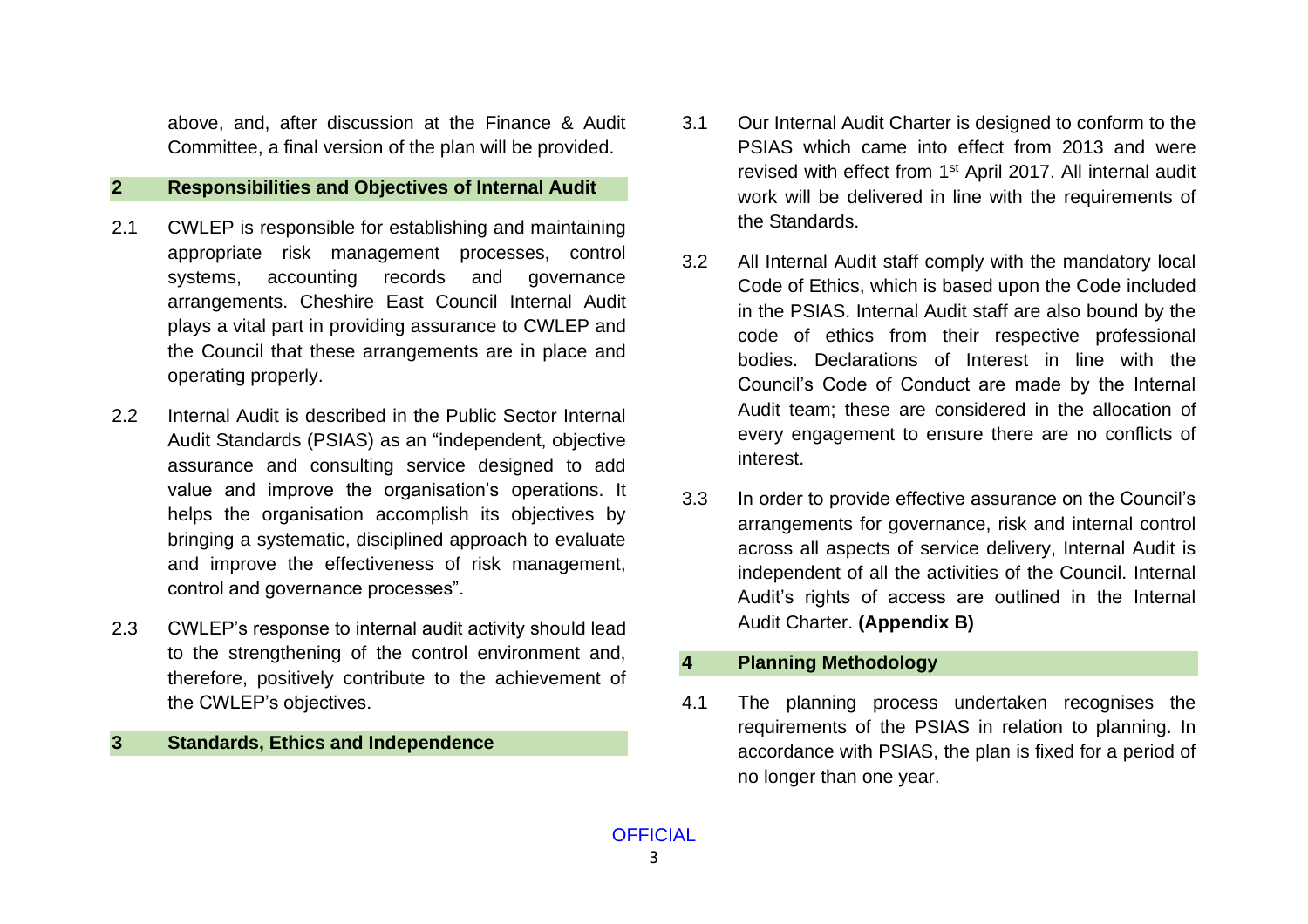above, and, after discussion at the Finance & Audit Committee, a final version of the plan will be provided.

## 2 Responsibilities and Objectives of Internal Audit

2.1 CWLEP is responsible for establishing and maintaining appropriate risk management processes, control systems, accounting records and governance arrangements. Cheshire East Council Internal Audit plays a vital part in providing assurance to CWLEP and the Council that these arrangements are in place and operating properly.

2.2 Internal Audit is described in the Public Sector Internal Audit Standards (PSIAS) as an "independent, objective assurance and consulting service designed to add value and improve the organisation's operations. It helps the organisation accomplish its objectives by bringing a systematic, disciplined approach to evaluate and improve the effectiveness of risk management, control and governance processes".

2.3 CWLEP's response to internal audit activity should lead to the strengthening of the control environment and, therefore, positively contribute to the achievement of the CWLEP's objectives.

## 3 Standards, Ethics and Independence

3.1 Our Internal Audit Charter is designed to conform to the PSIAS which came into effect from 2013 and were revised with effect from 1st April 2017. All internal audit work will be delivered in line with the requirements of the Standards.

3.2 All Internal Audit staff comply with the mandatory local Code of Ethics, which is based upon the Code included in the PSIAS. Internal Audit staff are also bound by the code of ethics from their respective professional bodies. Declarations of Interest in line with the Council's Code of Conduct are made by the Internal Audit team; these are considered in the allocation of every engagement to ensure there are no conflicts of interest.

3.3 In order to provide effective assurance on the Council's arrangements for governance, risk and internal control across all aspects of service delivery, Internal Audit is independent of all the activities of the Council. Internal Audit's rights of access are outlined in the Internal Audit Charter. **(Appendix B)**

## 4 Planning Methodology

4.1 The planning process undertaken recognises the requirements of the PSIAS in relation to planning. In accordance with PSIAS, the plan is fixed for a period of no longer than one year.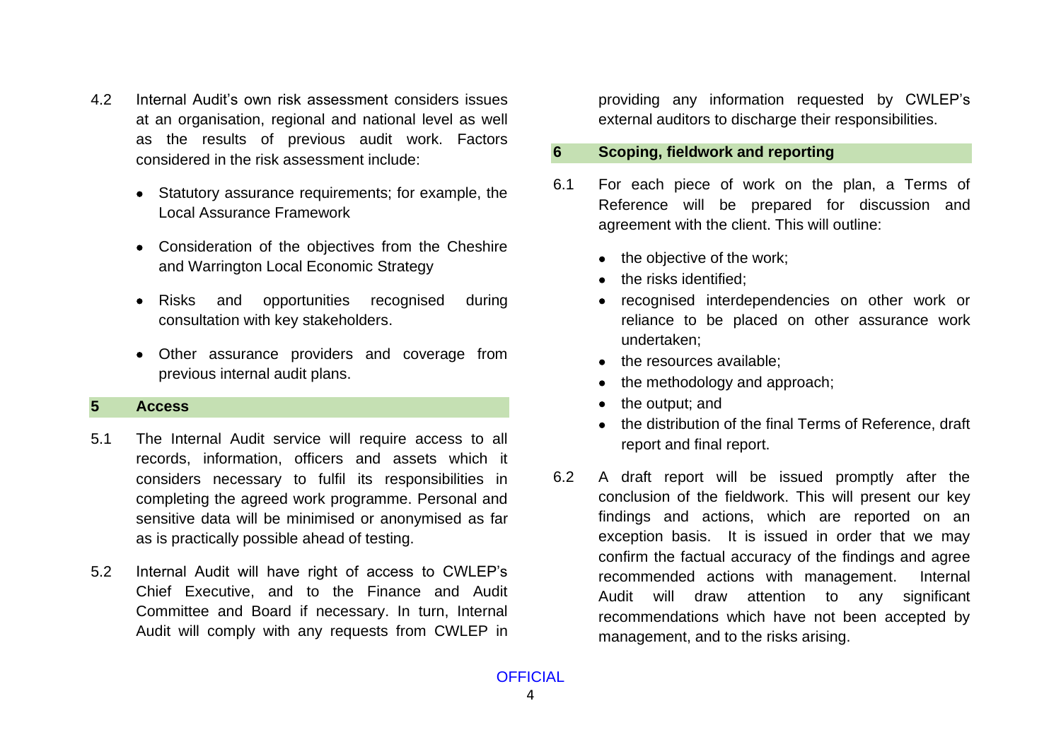4.2 Internal Audit's own risk assessment considers issues at an organisation, regional and national level as well as the results of previous audit work. Factors considered in the risk assessment include:

- Statutory assurance requirements; for example, the Local Assurance Framework
- Consideration of the objectives from the Cheshire and Warrington Local Economic Strategy
- Risks and opportunities recognised during consultation with key stakeholders.
- Other assurance providers and coverage from previous internal audit plans.

## 5 Access

5.1 The Internal Audit service will require access to all records, information, officers and assets which it considers necessary to fulfil its responsibilities in completing the agreed work programme. Personal and sensitive data will be minimised or anonymised as far as is practically possible ahead of testing.

5.2 Internal Audit will have right of access to CWLEP's Chief Executive, and to the Finance and Audit Committee and Board if necessary. In turn, Internal Audit will comply with any requests from CWLEP in providing any information requested by CWLEP's external auditors to discharge their responsibilities.

## 6 Scoping, fieldwork and reporting

6.1 For each piece of work on the plan, a Terms of Reference will be prepared for discussion and agreement with the client. This will outline:

- the objective of the work;
- the risks identified;
- recognised interdependencies on other work or reliance to be placed on other assurance work undertaken;
- the resources available;
- the methodology and approach;
- the output; and
- the distribution of the final Terms of Reference, draft report and final report.

6.2 A draft report will be issued promptly after the conclusion of the fieldwork. This will present our key findings and actions, which are reported on an exception basis. It is issued in order that we may confirm the factual accuracy of the findings and agree recommended actions with management. Internal Audit will draw attention to any significant recommendations which have not been accepted by management, and to the risks arising.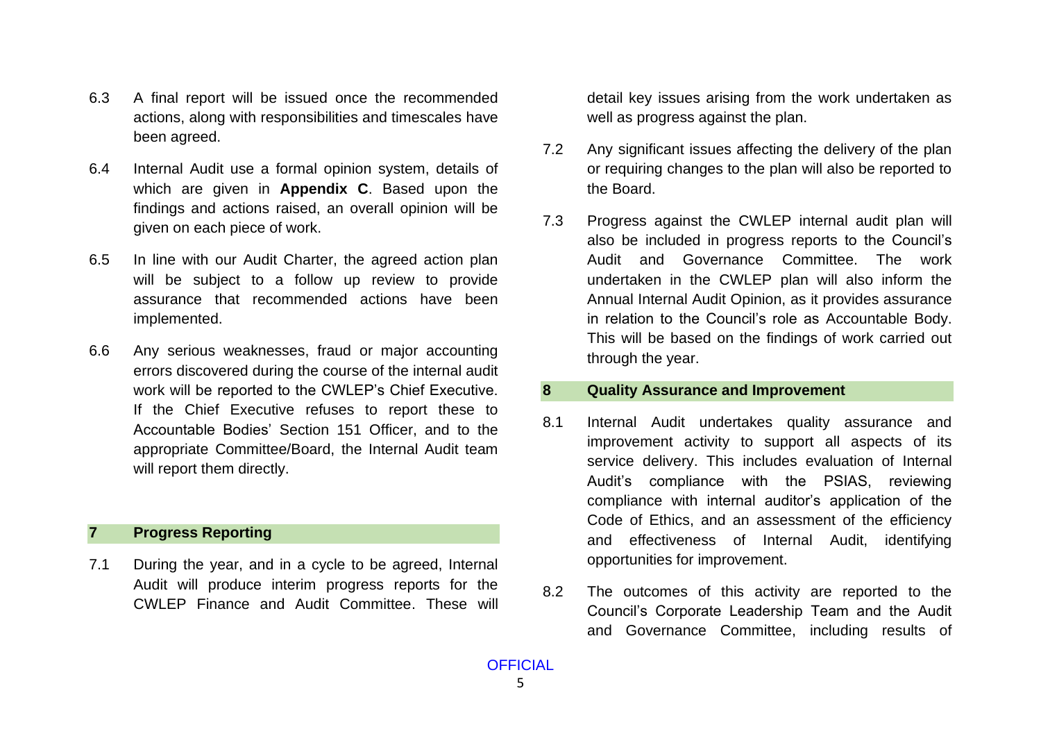6.3 A final report will be issued once the recommended actions, along with responsibilities and timescales have been agreed.

6.4 Internal Audit use a formal opinion system, details of which are given in **Appendix C**. Based upon the findings and actions raised, an overall opinion will be given on each piece of work.

6.5 In line with our Audit Charter, the agreed action plan will be subject to a follow up review to provide assurance that recommended actions have been implemented.

6.6 Any serious weaknesses, fraud or major accounting errors discovered during the course of the internal audit work will be reported to the CWLEP's Chief Executive. If the Chief Executive refuses to report these to Accountable Bodies' Section 151 Officer, and to the appropriate Committee/Board, the Internal Audit team will report them directly.

## 7 Progress Reporting

7.1 During the year, and in a cycle to be agreed, Internal Audit will produce interim progress reports for the CWLEP Finance and Audit Committee. These will detail key issues arising from the work undertaken as well as progress against the plan.

7.2 Any significant issues affecting the delivery of the plan or requiring changes to the plan will also be reported to the Board.

7.3 Progress against the CWLEP internal audit plan will also be included in progress reports to the Council's Audit and Governance Committee. The work undertaken in the CWLEP plan will also inform the Annual Internal Audit Opinion, as it provides assurance in relation to the Council's role as Accountable Body. This will be based on the findings of work carried out through the year.

## 8 Quality Assurance and Improvement

8.1 Internal Audit undertakes quality assurance and improvement activity to support all aspects of its service delivery. This includes evaluation of Internal Audit's compliance with the PSIAS, reviewing compliance with internal auditor's application of the Code of Ethics, and an assessment of the efficiency and effectiveness of Internal Audit, identifying opportunities for improvement.

8.2 The outcomes of this activity are reported to the Council's Corporate Leadership Team and the Audit and Governance Committee, including results of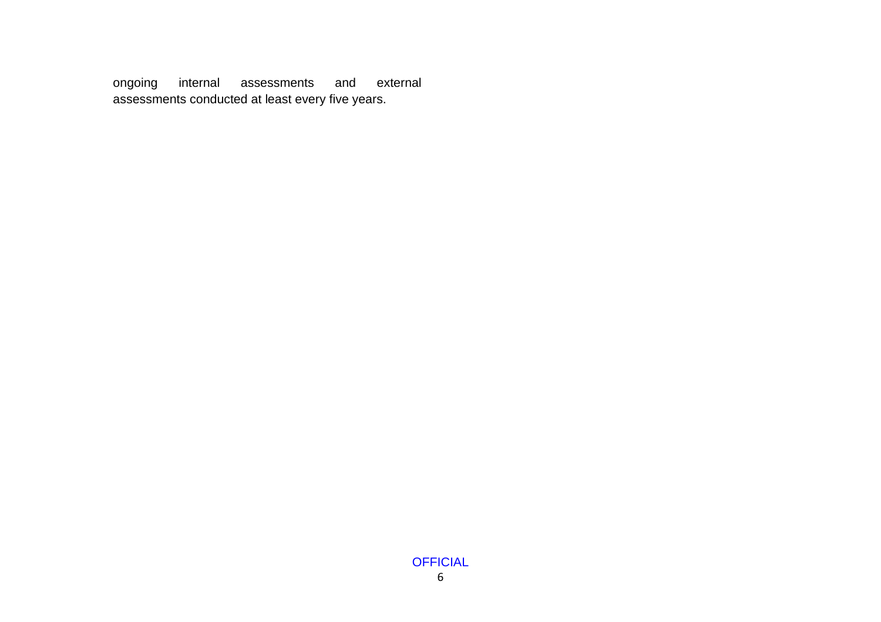ongoing internal assessments and external assessments conducted at least every five years.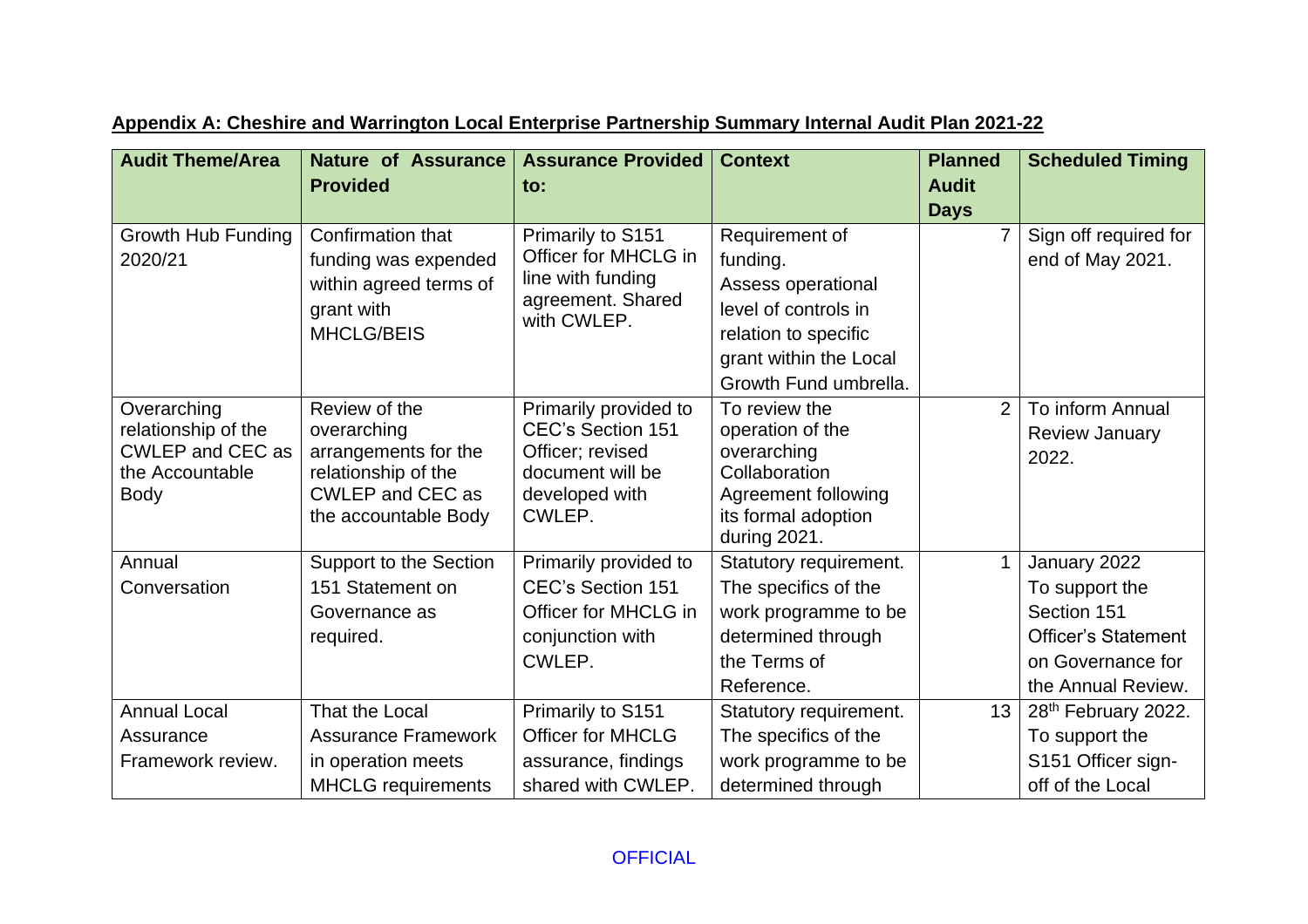**Appendix A: Cheshire and Warrington Local Enterprise Partnership Summary Internal Audit Plan 2021-22**

| Audit Theme/Area | Nature of Assurance Provided | Assurance Provided to: | Context | Planned Audit Days | Scheduled Timing |
|---|---|---|---|---|---|
| Growth Hub Funding 2020/21 | Confirmation that funding was expended within agreed terms of grant with MHCLG/BEIS | Primarily to S151 Officer for MHCLG in line with funding agreement. Shared with CWLEP. | Requirement of funding. Assess operational level of controls in relation to specific grant within the Local Growth Fund umbrella. | 7 | Sign off required for end of May 2021. |
| Overarching relationship of the CWLEP and CEC as the Accountable Body | Review of the overarching arrangements for the relationship of the CWLEP and CEC as the accountable Body | Primarily provided to CEC's Section 151 Officer; revised document will be developed with CWLEP. | To review the operation of the overarching Collaboration Agreement following its formal adoption during 2021. | 2 | To inform Annual Review January 2022. |
| Annual Conversation | Support to the Section 151 Statement on Governance as required. | Primarily provided to CEC's Section 151 Officer for MHCLG in conjunction with CWLEP. | Statutory requirement. The specifics of the work programme to be determined through the Terms of Reference. | 1 | January 2022 To support the Section 151 Officer's Statement on Governance for the Annual Review. |
| Annual Local Assurance Framework review. | That the Local Assurance Framework in operation meets MHCLG requirements | Primarily to S151 Officer for MHCLG assurance, findings shared with CWLEP. | Statutory requirement. The specifics of the work programme to be determined through | 13 | 28th February 2022. To support the S151 Officer sign-off of the Local |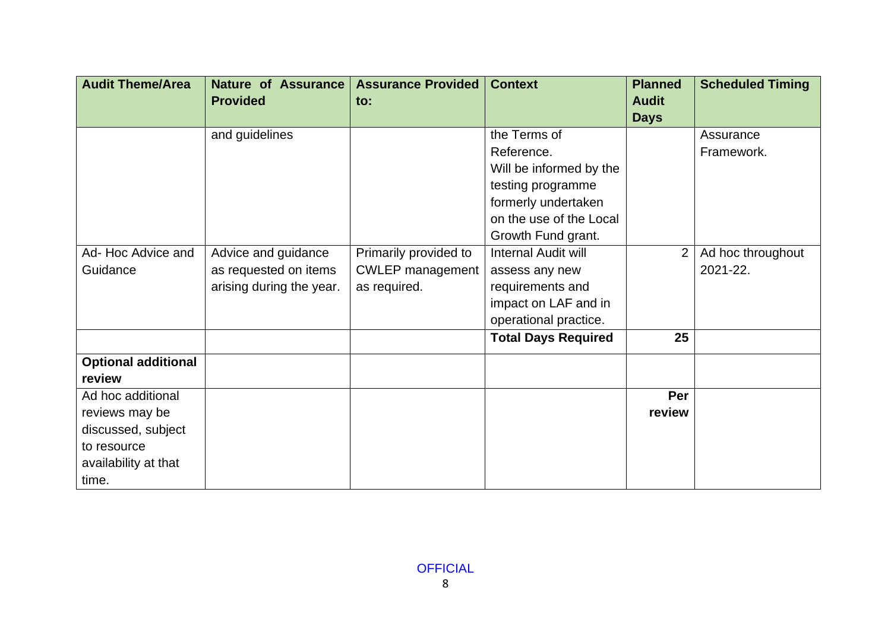| Audit Theme/Area | Nature of Assurance Provided | Assurance Provided to: | Context | Planned Audit Days | Scheduled Timing |
|---|---|---|---|---|---|
| | and guidelines | | the Terms of Reference. Will be informed by the testing programme formerly undertaken on the use of the Local Growth Fund grant. | | Assurance Framework. |
| Ad- Hoc Advice and Guidance | Advice and guidance as requested on items arising during the year. | Primarily provided to CWLEP management as required. | Internal Audit will assess any new requirements and impact on LAF and in operational practice. | 2 | Ad hoc throughout 2021-22. |
| | | | **Total Days Required** | **25** | |
| **Optional additional review** | | | | | |
| Ad hoc additional reviews may be discussed, subject to resource availability at that time. | | | | **Per review** | |

OFFICIAL